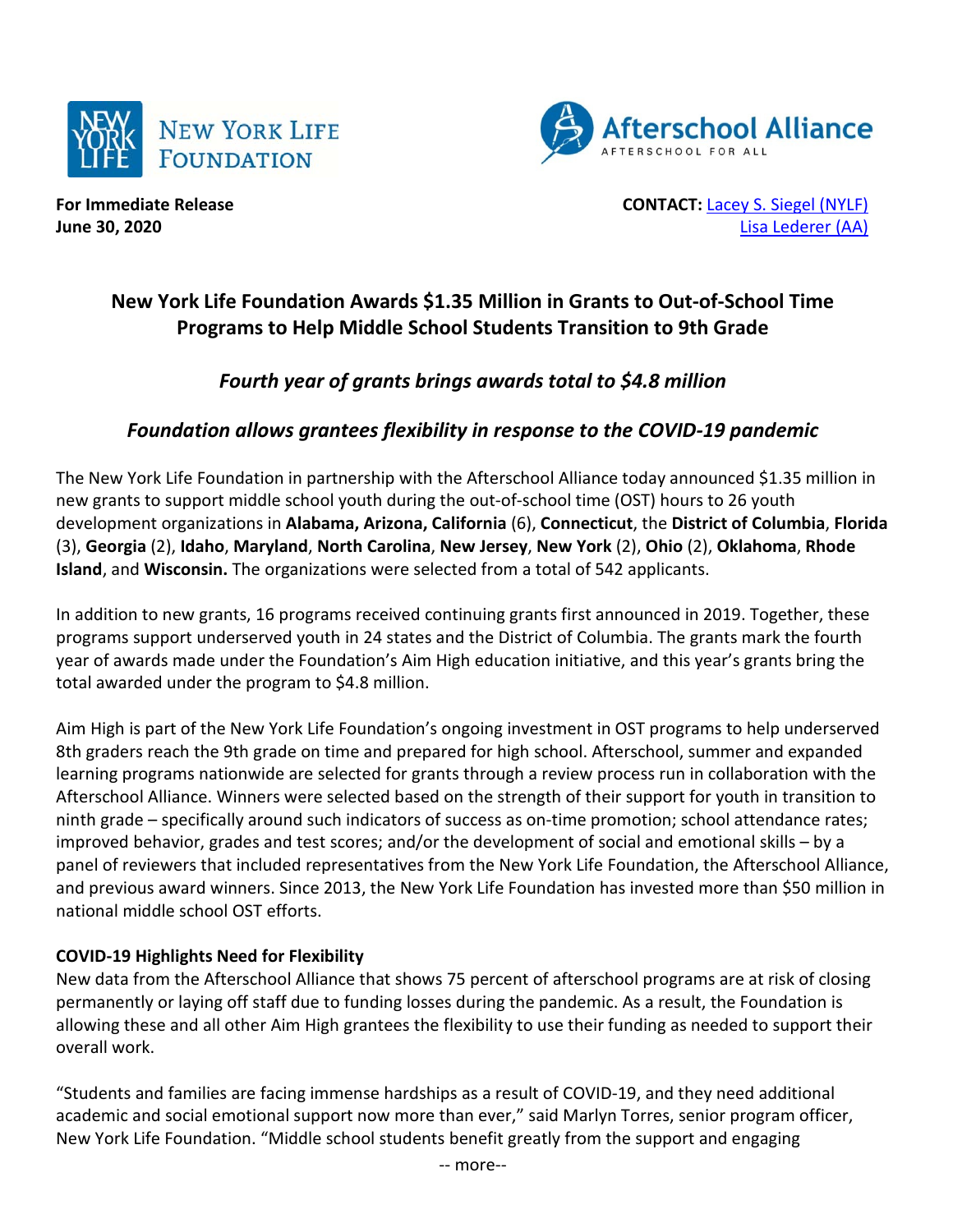**For Immediate Release**
**June 30, 2020**

**CONTACT:** [Lacey S. Siegel (NYLF)](#)
[Lisa Lederer (AA)](#)

# New York Life Foundation Awards $1.35 Million in Grants to Out-of-School Time Programs to Help Middle School Students Transition to 9th Grade

## *Fourth year of grants brings awards total to $4.8 million*

## *Foundation allows grantees flexibility in response to the COVID-19 pandemic*

The New York Life Foundation in partnership with the Afterschool Alliance today announced $1.35 million in new grants to support middle school youth during the out-of-school time (OST) hours to 26 youth development organizations in **Alabama, Arizona, California** (6), **Connecticut**, the **District of Columbia**, **Florida** (3), **Georgia** (2), **Idaho**, **Maryland**, **North Carolina**, **New Jersey**, **New York** (2), **Ohio** (2), **Oklahoma**, **Rhode Island**, and **Wisconsin.** The organizations were selected from a total of 542 applicants.

In addition to new grants, 16 programs received continuing grants first announced in 2019. Together, these programs support underserved youth in 24 states and the District of Columbia. The grants mark the fourth year of awards made under the Foundation's Aim High education initiative, and this year's grants bring the total awarded under the program to $4.8 million.

Aim High is part of the New York Life Foundation's ongoing investment in OST programs to help underserved 8th graders reach the 9th grade on time and prepared for high school. Afterschool, summer and expanded learning programs nationwide are selected for grants through a review process run in collaboration with the Afterschool Alliance. Winners were selected based on the strength of their support for youth in transition to ninth grade – specifically around such indicators of success as on-time promotion; school attendance rates; improved behavior, grades and test scores; and/or the development of social and emotional skills – by a panel of reviewers that included representatives from the New York Life Foundation, the Afterschool Alliance, and previous award winners. Since 2013, the New York Life Foundation has invested more than $50 million in national middle school OST efforts.

**COVID-19 Highlights Need for Flexibility**

New data from the Afterschool Alliance that shows 75 percent of afterschool programs are at risk of closing permanently or laying off staff due to funding losses during the pandemic. As a result, the Foundation is allowing these and all other Aim High grantees the flexibility to use their funding as needed to support their overall work.

"Students and families are facing immense hardships as a result of COVID-19, and they need additional academic and social emotional support now more than ever," said Marlyn Torres, senior program officer, New York Life Foundation. "Middle school students benefit greatly from the support and engaging

-- more--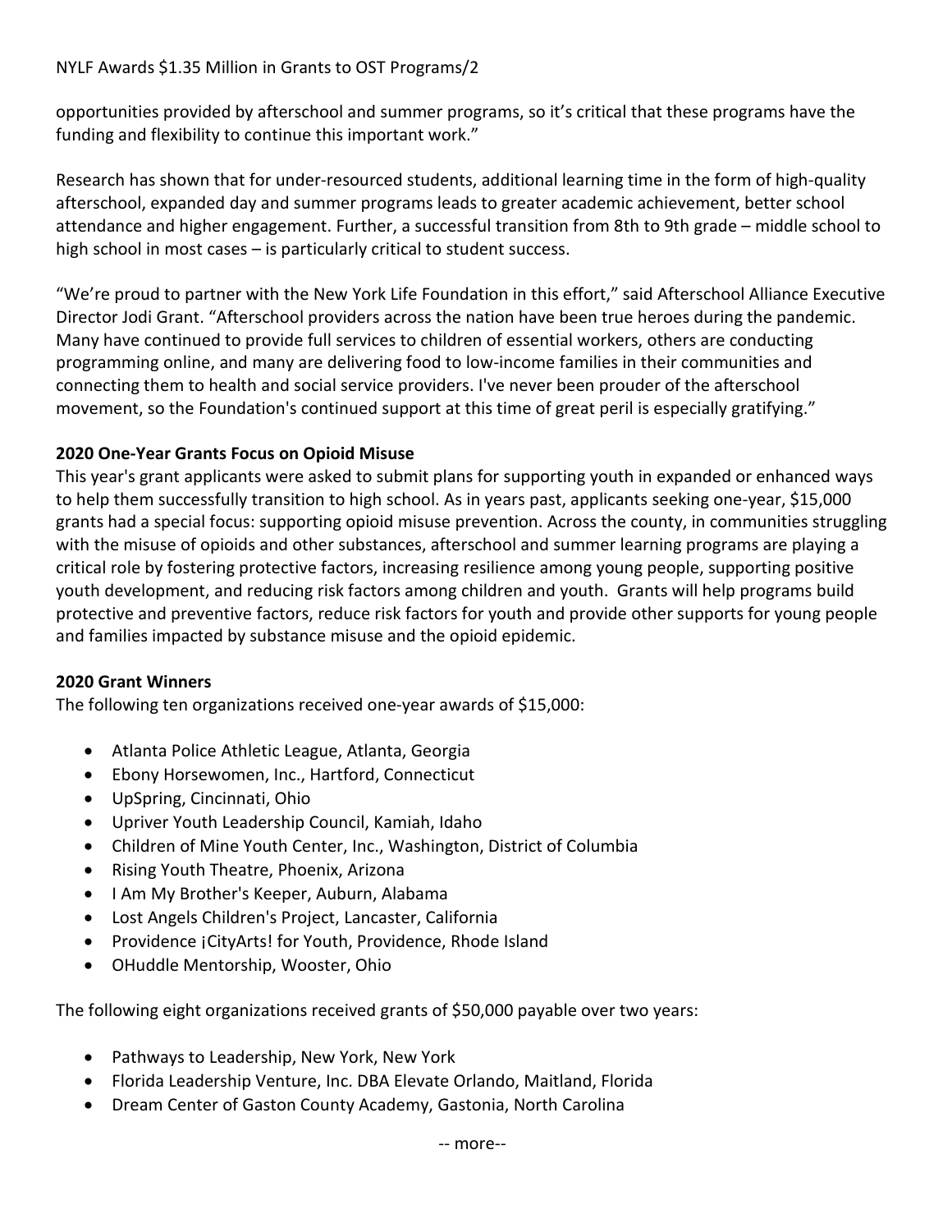opportunities provided by afterschool and summer programs, so it's critical that these programs have the funding and flexibility to continue this important work."

Research has shown that for under-resourced students, additional learning time in the form of high-quality afterschool, expanded day and summer programs leads to greater academic achievement, better school attendance and higher engagement. Further, a successful transition from 8th to 9th grade – middle school to high school in most cases – is particularly critical to student success.

"We're proud to partner with the New York Life Foundation in this effort," said Afterschool Alliance Executive Director Jodi Grant. "Afterschool providers across the nation have been true heroes during the pandemic. Many have continued to provide full services to children of essential workers, others are conducting programming online, and many are delivering food to low-income families in their communities and connecting them to health and social service providers. I've never been prouder of the afterschool movement, so the Foundation's continued support at this time of great peril is especially gratifying."

**2020 One-Year Grants Focus on Opioid Misuse**

This year's grant applicants were asked to submit plans for supporting youth in expanded or enhanced ways to help them successfully transition to high school. As in years past, applicants seeking one-year, $15,000 grants had a special focus: supporting opioid misuse prevention. Across the county, in communities struggling with the misuse of opioids and other substances, afterschool and summer learning programs are playing a critical role by fostering protective factors, increasing resilience among young people, supporting positive youth development, and reducing risk factors among children and youth. Grants will help programs build protective and preventive factors, reduce risk factors for youth and provide other supports for young people and families impacted by substance misuse and the opioid epidemic.

**2020 Grant Winners**

The following ten organizations received one-year awards of $15,000:

- Atlanta Police Athletic League, Atlanta, Georgia
- Ebony Horsewomen, Inc., Hartford, Connecticut
- UpSpring, Cincinnati, Ohio
- Upriver Youth Leadership Council, Kamiah, Idaho
- Children of Mine Youth Center, Inc., Washington, District of Columbia
- Rising Youth Theatre, Phoenix, Arizona
- I Am My Brother's Keeper, Auburn, Alabama
- Lost Angels Children's Project, Lancaster, California
- Providence ¡CityArts! for Youth, Providence, Rhode Island
- OHuddle Mentorship, Wooster, Ohio

The following eight organizations received grants of $50,000 payable over two years:

- Pathways to Leadership, New York, New York
- Florida Leadership Venture, Inc. DBA Elevate Orlando, Maitland, Florida
- Dream Center of Gaston County Academy, Gastonia, North Carolina

-- more--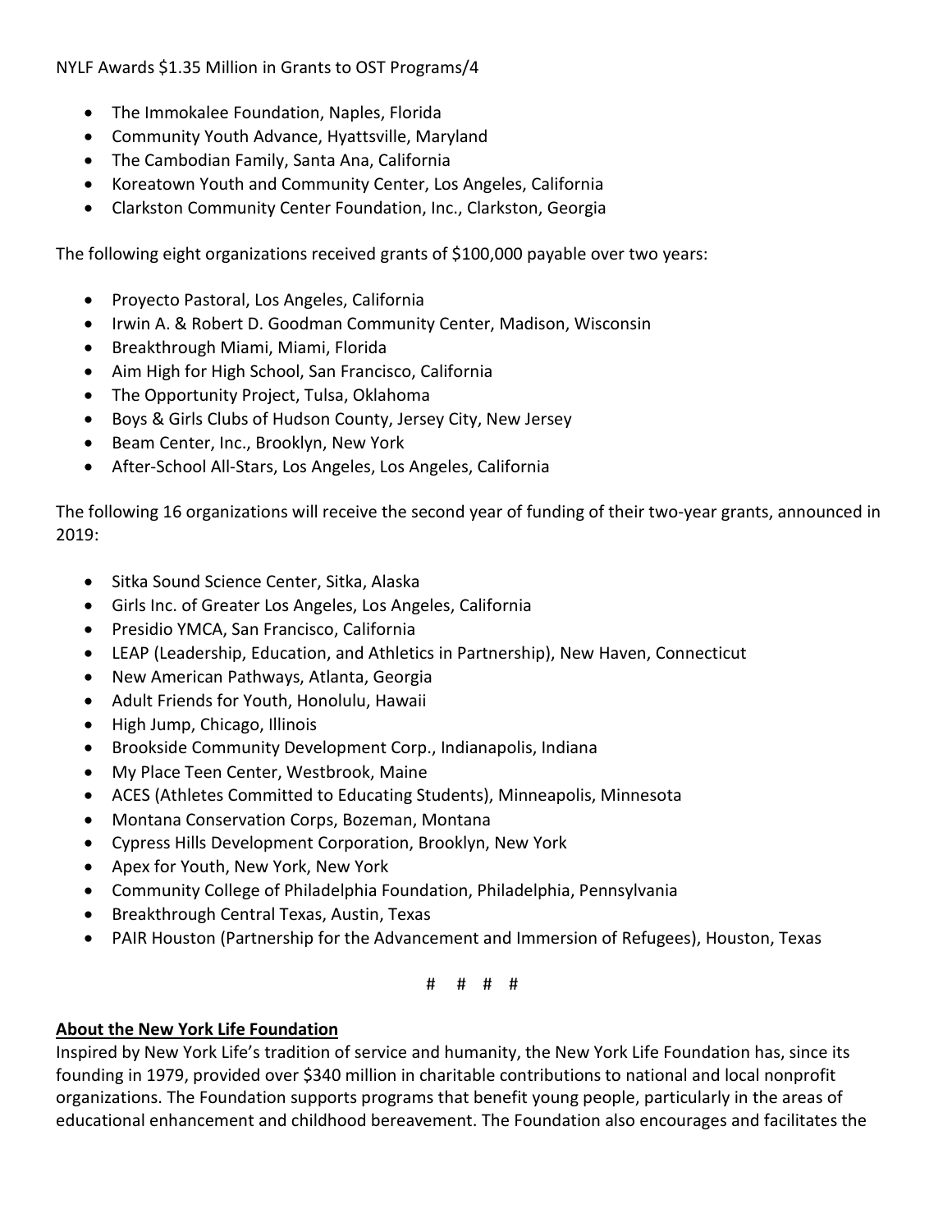- The Immokalee Foundation, Naples, Florida
- Community Youth Advance, Hyattsville, Maryland
- The Cambodian Family, Santa Ana, California
- Koreatown Youth and Community Center, Los Angeles, California
- Clarkston Community Center Foundation, Inc., Clarkston, Georgia

The following eight organizations received grants of $100,000 payable over two years:

- Proyecto Pastoral, Los Angeles, California
- Irwin A. & Robert D. Goodman Community Center, Madison, Wisconsin
- Breakthrough Miami, Miami, Florida
- Aim High for High School, San Francisco, California
- The Opportunity Project, Tulsa, Oklahoma
- Boys & Girls Clubs of Hudson County, Jersey City, New Jersey
- Beam Center, Inc., Brooklyn, New York
- After-School All-Stars, Los Angeles, Los Angeles, California

The following 16 organizations will receive the second year of funding of their two-year grants, announced in 2019:

- Sitka Sound Science Center, Sitka, Alaska
- Girls Inc. of Greater Los Angeles, Los Angeles, California
- Presidio YMCA, San Francisco, California
- LEAP (Leadership, Education, and Athletics in Partnership), New Haven, Connecticut
- New American Pathways, Atlanta, Georgia
- Adult Friends for Youth, Honolulu, Hawaii
- High Jump, Chicago, Illinois
- Brookside Community Development Corp., Indianapolis, Indiana
- My Place Teen Center, Westbrook, Maine
- ACES (Athletes Committed to Educating Students), Minneapolis, Minnesota
- Montana Conservation Corps, Bozeman, Montana
- Cypress Hills Development Corporation, Brooklyn, New York
- Apex for Youth, New York, New York
- Community College of Philadelphia Foundation, Philadelphia, Pennsylvania
- Breakthrough Central Texas, Austin, Texas
- PAIR Houston (Partnership for the Advancement and Immersion of Refugees), Houston, Texas

# # # #

**About the New York Life Foundation**

Inspired by New York Life's tradition of service and humanity, the New York Life Foundation has, since its founding in 1979, provided over $340 million in charitable contributions to national and local nonprofit organizations. The Foundation supports programs that benefit young people, particularly in the areas of educational enhancement and childhood bereavement. The Foundation also encourages and facilitates the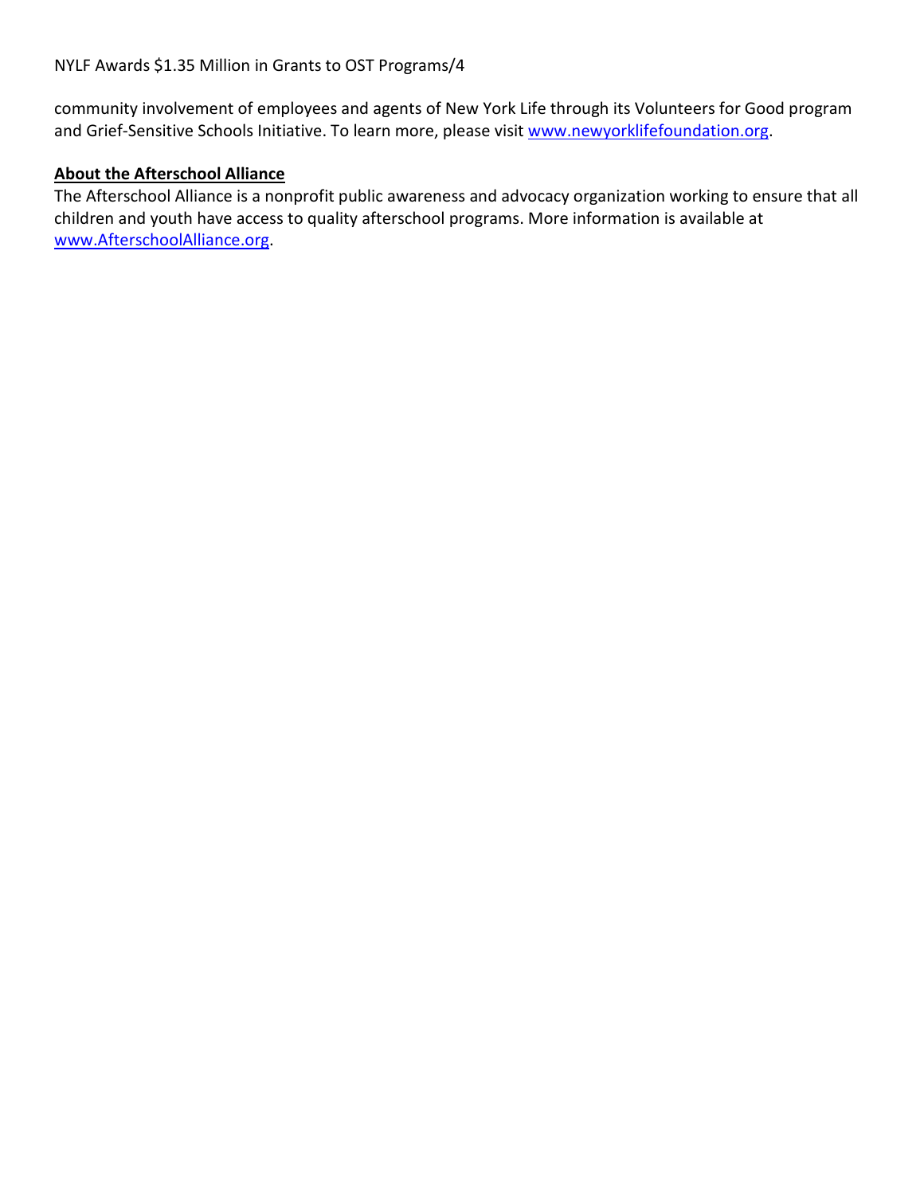community involvement of employees and agents of New York Life through its Volunteers for Good program and Grief-Sensitive Schools Initiative. To learn more, please visit www.newyorklifefoundation.org.

**About the Afterschool Alliance**

The Afterschool Alliance is a nonprofit public awareness and advocacy organization working to ensure that all children and youth have access to quality afterschool programs. More information is available at www.AfterschoolAlliance.org.